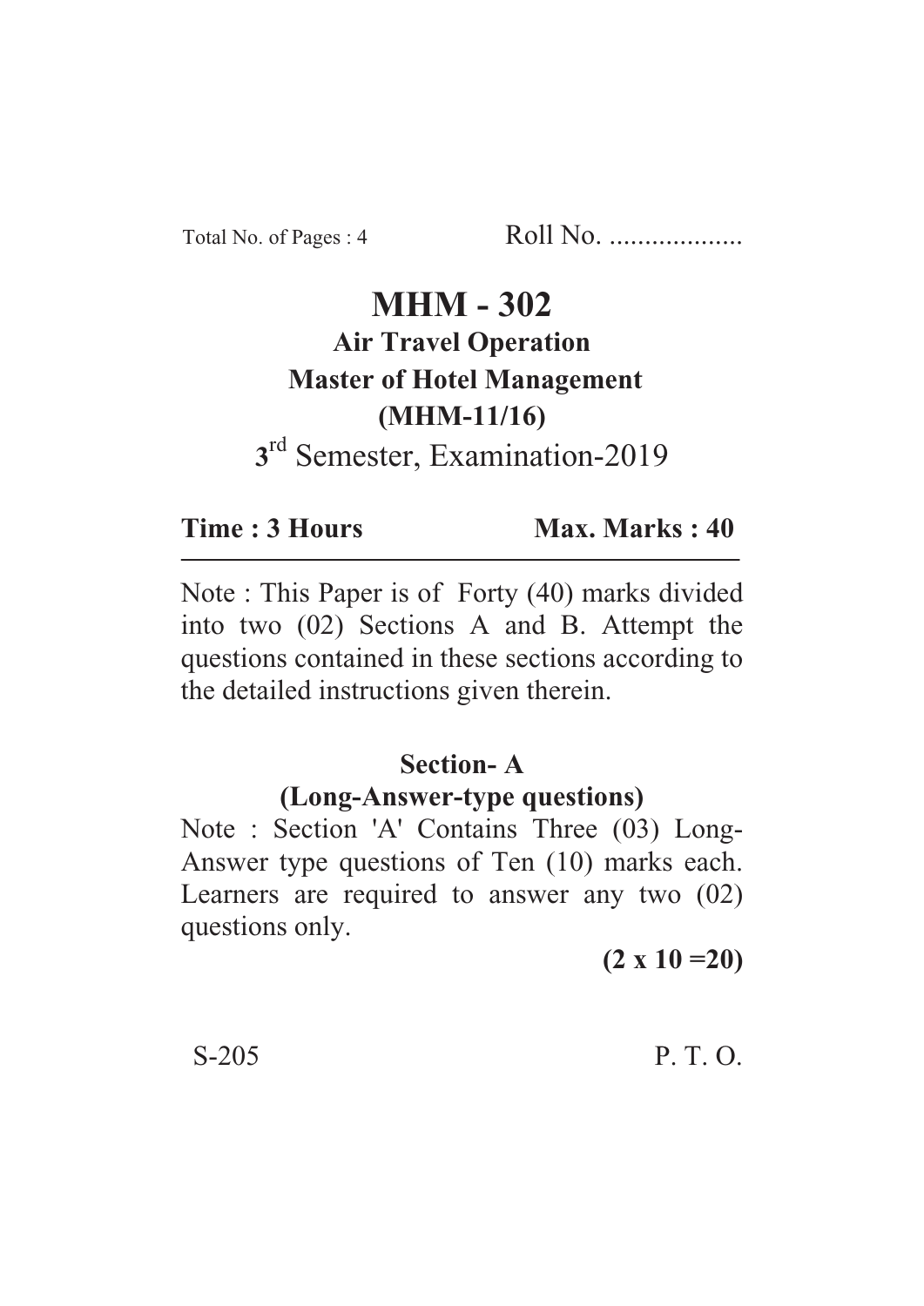Total No. of Pages : 4 Roll No. ...................

# MHM - 302

## Air Travel Operation

## Master of Hotel Management

## (MHM-11/16)

3rd Semester, Examination-2019

**Time : 3 Hours** **Max. Marks : 40**

Note : This Paper is of Forty (40) marks divided into two (02) Sections A and B. Attempt the questions contained in these sections according to the detailed instructions given therein.

## Section- A

### (Long-Answer-type questions)

Note : Section 'A' Contains Three (03) Long-Answer type questions of Ten (10) marks each. Learners are required to answer any two (02) questions only.

**(2 x 10 =20)**

S-205 P. T. O.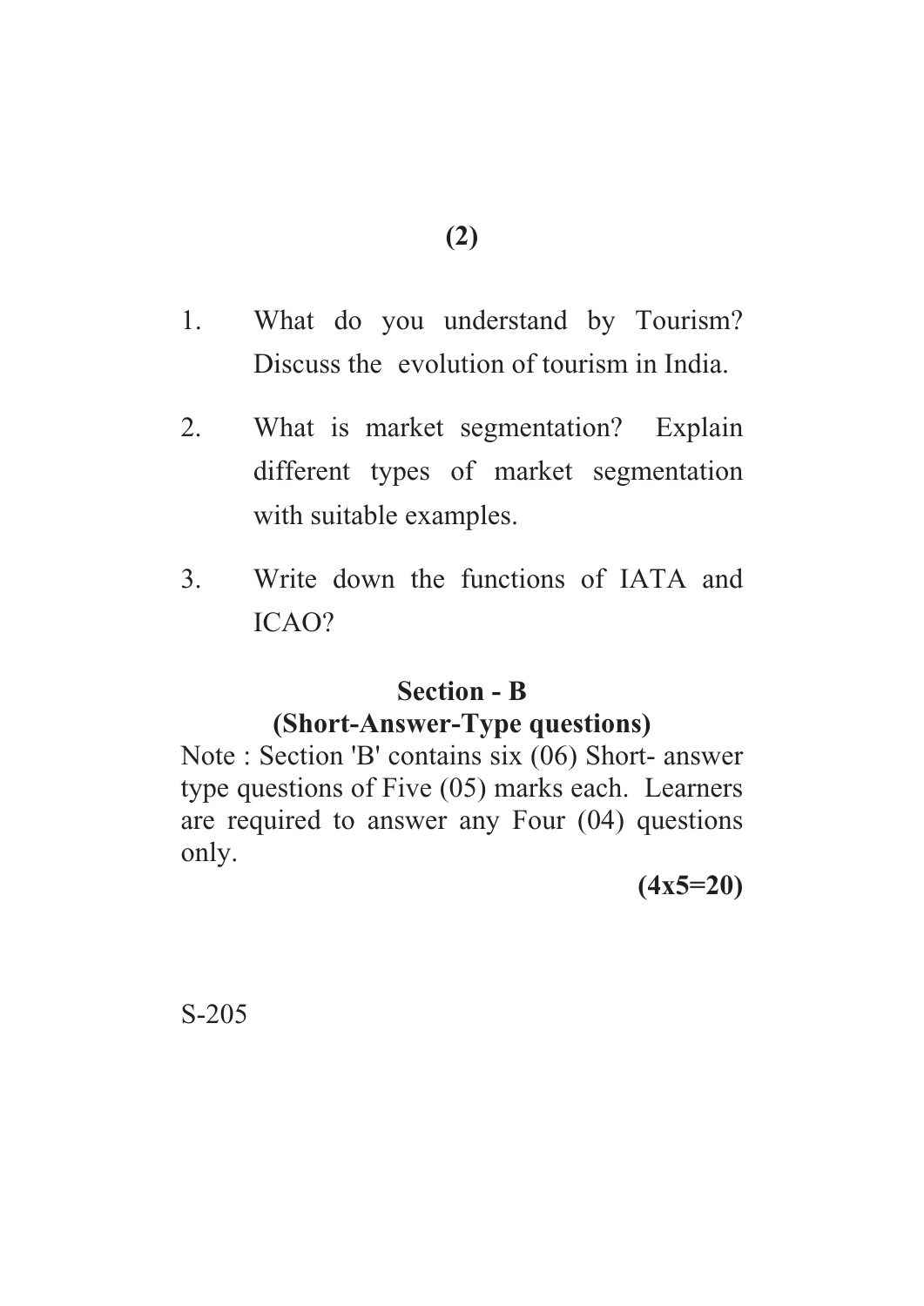1. What do you understand by Tourism? Discuss the evolution of tourism in India.

2. What is market segmentation? Explain different types of market segmentation with suitable examples.

3. Write down the functions of IATA and ICAO?

## Section - B

### (Short-Answer-Type questions)

Note : Section 'B' contains six (06) Short- answer type questions of Five (05) marks each. Learners are required to answer any Four (04) questions only.

**(4x5=20)**

S-205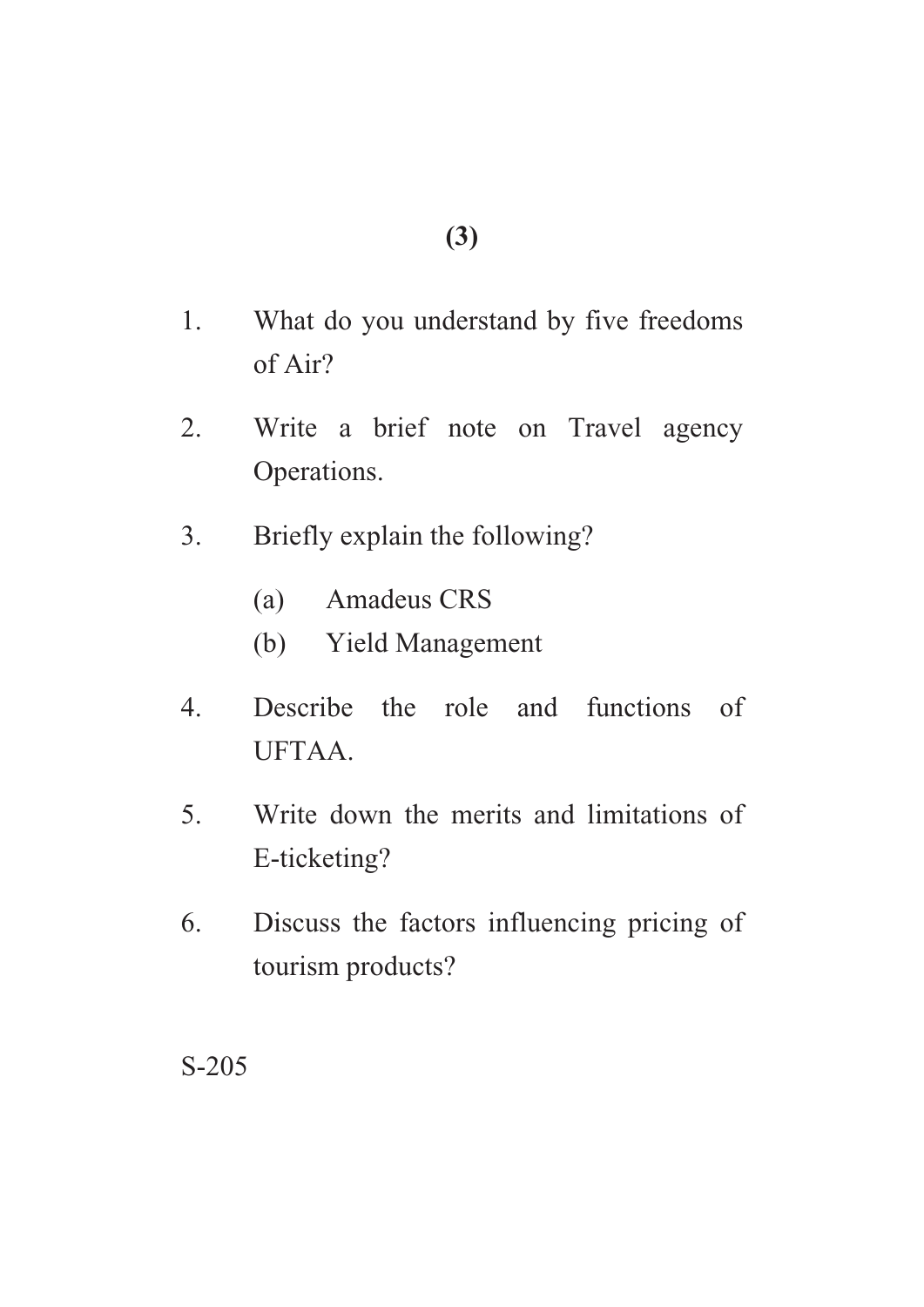1. What do you understand by five freedoms of Air?

2. Write a brief note on Travel agency Operations.

3. Briefly explain the following?

   (a) Amadeus CRS

   (b) Yield Management

4. Describe the role and functions of UFTAA.

5. Write down the merits and limitations of E-ticketing?

6. Discuss the factors influencing pricing of tourism products?

S-205